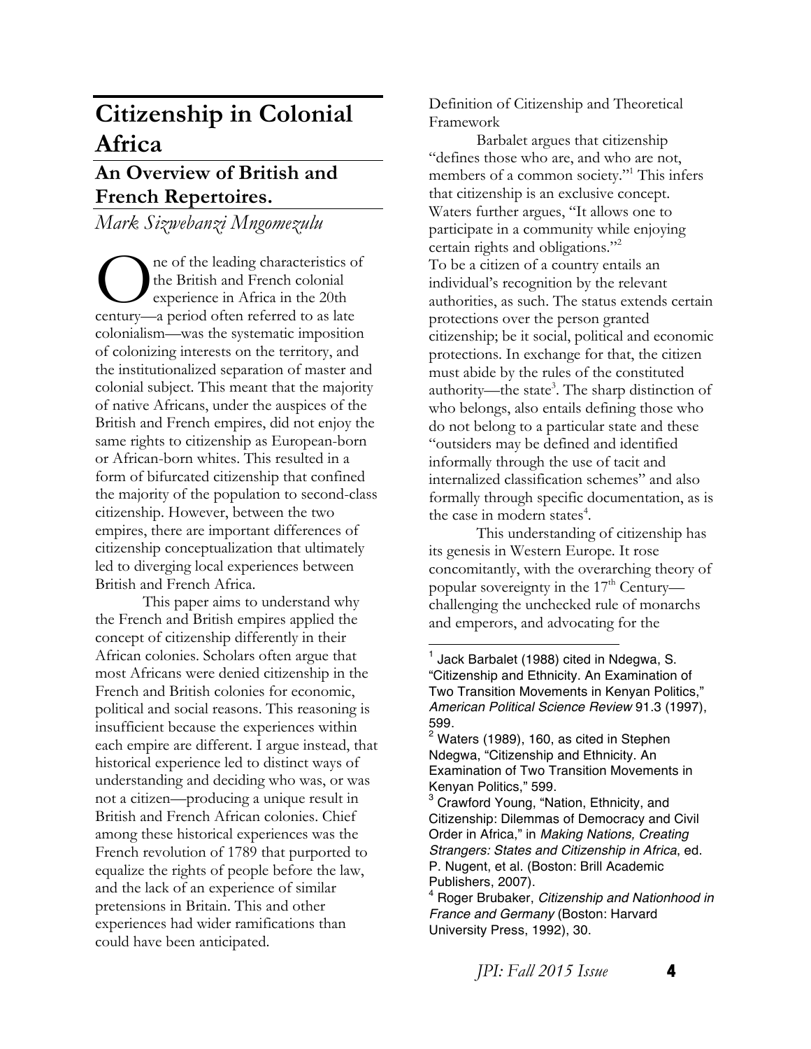# Citizenship in Colonial Africa

## An Overview of British and French Repertoires.

*Mark Sizwebanzi Mngomezulu*

One of the leading characteristics of the British and French colonial experience in Africa in the 20th century—a period often referred to as late colonialism—was the systematic imposition of colonizing interests on the territory, and the institutionalized separation of master and colonial subject. This meant that the majority of native Africans, under the auspices of the British and French empires, did not enjoy the same rights to citizenship as European-born or African-born whites. This resulted in a form of bifurcated citizenship that confined the majority of the population to second-class citizenship. However, between the two empires, there are important differences of citizenship conceptualization that ultimately led to diverging local experiences between British and French Africa.

This paper aims to understand why the French and British empires applied the concept of citizenship differently in their African colonies. Scholars often argue that most Africans were denied citizenship in the French and British colonies for economic, political and social reasons. This reasoning is insufficient because the experiences within each empire are different. I argue instead, that historical experience led to distinct ways of understanding and deciding who was, or was not a citizen—producing a unique result in British and French African colonies. Chief among these historical experiences was the French revolution of 1789 that purported to equalize the rights of people before the law, and the lack of an experience of similar pretensions in Britain. This and other experiences had wider ramifications than could have been anticipated.

Definition of Citizenship and Theoretical Framework

Barbalet argues that citizenship "defines those who are, and who are not, members of a common society."[1] This infers that citizenship is an exclusive concept. Waters further argues, "It allows one to participate in a community while enjoying certain rights and obligations."[2]
To be a citizen of a country entails an individual's recognition by the relevant authorities, as such. The status extends certain protections over the person granted citizenship; be it social, political and economic protections. In exchange for that, the citizen must abide by the rules of the constituted authority—the state[3]. The sharp distinction of who belongs, also entails defining those who do not belong to a particular state and these "outsiders may be defined and identified informally through the use of tacit and internalized classification schemes" and also formally through specific documentation, as is the case in modern states[4].

This understanding of citizenship has its genesis in Western Europe. It rose concomitantly, with the overarching theory of popular sovereignty in the 17th Century—challenging the unchecked rule of monarchs and emperors, and advocating for the

---

[1] Jack Barbalet (1988) cited in Ndegwa, S. "Citizenship and Ethnicity. An Examination of Two Transition Movements in Kenyan Politics," *American Political Science Review* 91.3 (1997), 599.

[2] Waters (1989), 160, as cited in Stephen Ndegwa, "Citizenship and Ethnicity. An Examination of Two Transition Movements in Kenyan Politics," 599.

[3] Crawford Young, "Nation, Ethnicity, and Citizenship: Dilemmas of Democracy and Civil Order in Africa," in *Making Nations, Creating Strangers: States and Citizenship in Africa*, ed. P. Nugent, et al. (Boston: Brill Academic Publishers, 2007).

[4] Roger Brubaker, *Citizenship and Nationhood in France and Germany* (Boston: Harvard University Press, 1992), 30.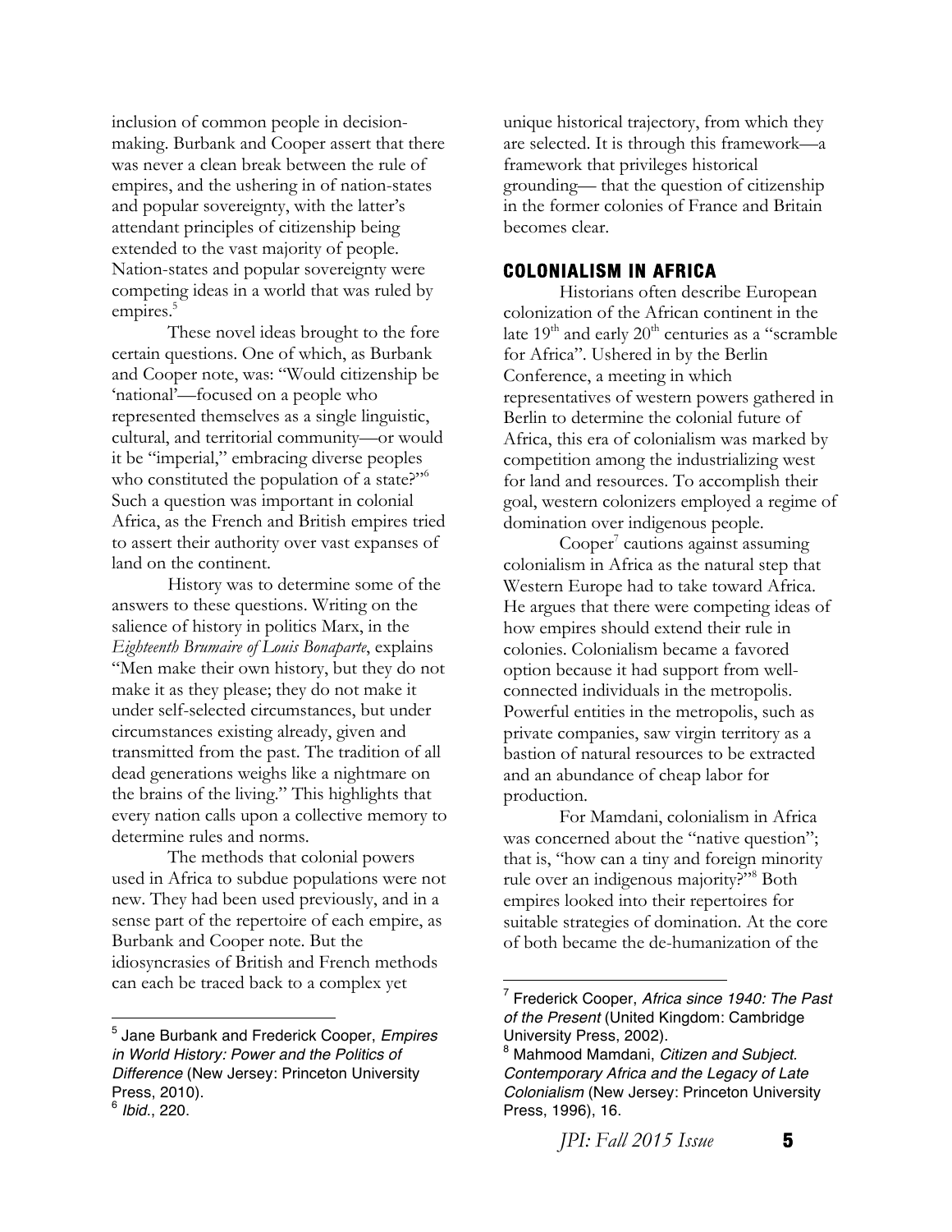inclusion of common people in decision-making. Burbank and Cooper assert that there was never a clean break between the rule of empires, and the ushering in of nation-states and popular sovereignty, with the latter's attendant principles of citizenship being extended to the vast majority of people. Nation-states and popular sovereignty were competing ideas in a world that was ruled by empires.[5]

These novel ideas brought to the fore certain questions. One of which, as Burbank and Cooper note, was: "Would citizenship be 'national'—focused on a people who represented themselves as a single linguistic, cultural, and territorial community—or would it be "imperial," embracing diverse peoples who constituted the population of a state?"[6] Such a question was important in colonial Africa, as the French and British empires tried to assert their authority over vast expanses of land on the continent.

History was to determine some of the answers to these questions. Writing on the salience of history in politics Marx, in the *Eighteenth Brumaire of Louis Bonaparte*, explains "Men make their own history, but they do not make it as they please; they do not make it under self-selected circumstances, but under circumstances existing already, given and transmitted from the past. The tradition of all dead generations weighs like a nightmare on the brains of the living." This highlights that every nation calls upon a collective memory to determine rules and norms.

The methods that colonial powers used in Africa to subdue populations were not new. They had been used previously, and in a sense part of the repertoire of each empire, as Burbank and Cooper note. But the idiosyncrasies of British and French methods can each be traced back to a complex yet unique historical trajectory, from which they are selected. It is through this framework—a framework that privileges historical grounding— that the question of citizenship in the former colonies of France and Britain becomes clear.

## COLONIALISM IN AFRICA

Historians often describe European colonization of the African continent in the late 19th and early 20th centuries as a "scramble for Africa". Ushered in by the Berlin Conference, a meeting in which representatives of western powers gathered in Berlin to determine the colonial future of Africa, this era of colonialism was marked by competition among the industrializing west for land and resources. To accomplish their goal, western colonizers employed a regime of domination over indigenous people.

Cooper[7] cautions against assuming colonialism in Africa as the natural step that Western Europe had to take toward Africa. He argues that there were competing ideas of how empires should extend their rule in colonies. Colonialism became a favored option because it had support from well-connected individuals in the metropolis. Powerful entities in the metropolis, such as private companies, saw virgin territory as a bastion of natural resources to be extracted and an abundance of cheap labor for production.

For Mamdani, colonialism in Africa was concerned about the "native question"; that is, "how can a tiny and foreign minority rule over an indigenous majority?"[8] Both empires looked into their repertoires for suitable strategies of domination. At the core of both became the de-humanization of the

---

[5] Jane Burbank and Frederick Cooper, *Empires in World History: Power and the Politics of Difference* (New Jersey: Princeton University Press, 2010).

[6] *Ibid.*, 220.

[7] Frederick Cooper, *Africa since 1940: The Past of the Present* (United Kingdom: Cambridge University Press, 2002).

[8] Mahmood Mamdani, *Citizen and Subject. Contemporary Africa and the Legacy of Late Colonialism* (New Jersey: Princeton University Press, 1996), 16.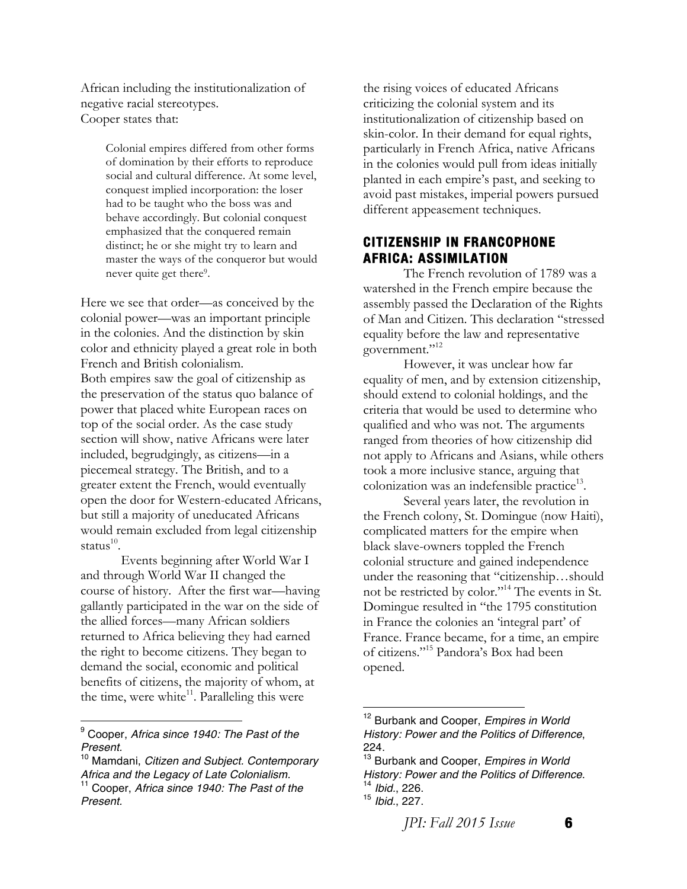African including the institutionalization of negative racial stereotypes.
Cooper states that:

> Colonial empires differed from other forms of domination by their efforts to reproduce social and cultural difference. At some level, conquest implied incorporation: the loser had to be taught who the boss was and behave accordingly. But colonial conquest emphasized that the conquered remain distinct; he or she might try to learn and master the ways of the conqueror but would never quite get there[9].

Here we see that order—as conceived by the colonial power—was an important principle in the colonies. And the distinction by skin color and ethnicity played a great role in both French and British colonialism.
Both empires saw the goal of citizenship as the preservation of the status quo balance of power that placed white European races on top of the social order. As the case study section will show, native Africans were later included, begrudgingly, as citizens—in a piecemeal strategy. The British, and to a greater extent the French, would eventually open the door for Western-educated Africans, but still a majority of uneducated Africans would remain excluded from legal citizenship status[10].

Events beginning after World War I and through World War II changed the course of history. After the first war—having gallantly participated in the war on the side of the allied forces—many African soldiers returned to Africa believing they had earned the right to become citizens. They began to demand the social, economic and political benefits of citizens, the majority of whom, at the time, were white[11]. Paralleling this were the rising voices of educated Africans criticizing the colonial system and its institutionalization of citizenship based on skin-color. In their demand for equal rights, particularly in French Africa, native Africans in the colonies would pull from ideas initially planted in each empire's past, and seeking to avoid past mistakes, imperial powers pursued different appeasement techniques.

## CITIZENSHIP IN FRANCOPHONE AFRICA: ASSIMILATION

The French revolution of 1789 was a watershed in the French empire because the assembly passed the Declaration of the Rights of Man and Citizen. This declaration "stressed equality before the law and representative government."[12]

However, it was unclear how far equality of men, and by extension citizenship, should extend to colonial holdings, and the criteria that would be used to determine who qualified and who was not. The arguments ranged from theories of how citizenship did not apply to Africans and Asians, while others took a more inclusive stance, arguing that colonization was an indefensible practice[13].

Several years later, the revolution in the French colony, St. Domingue (now Haiti), complicated matters for the empire when black slave-owners toppled the French colonial structure and gained independence under the reasoning that "citizenship…should not be restricted by color."[14] The events in St. Domingue resulted in "the 1795 constitution in France the colonies an 'integral part' of France. France became, for a time, an empire of citizens."[15] Pandora's Box had been opened.

---

[9] Cooper, *Africa since 1940: The Past of the Present*.

[10] Mamdani, *Citizen and Subject. Contemporary Africa and the Legacy of Late Colonialism*.

[11] Cooper, *Africa since 1940: The Past of the Present*.

[12] Burbank and Cooper, *Empires in World History: Power and the Politics of Difference*, 224.

[13] Burbank and Cooper, *Empires in World History: Power and the Politics of Difference*.

[14] *Ibid.*, 226.

[15] *Ibid.*, 227.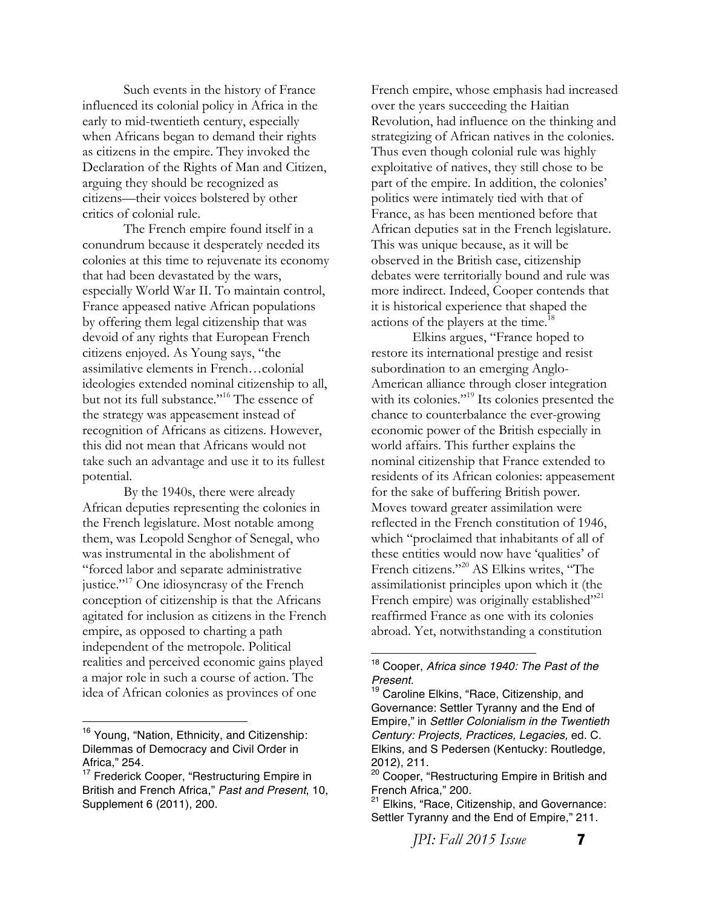Such events in the history of France influenced its colonial policy in Africa in the early to mid-twentieth century, especially when Africans began to demand their rights as citizens in the empire. They invoked the Declaration of the Rights of Man and Citizen, arguing they should be recognized as citizens—their voices bolstered by other critics of colonial rule.

The French empire found itself in a conundrum because it desperately needed its colonies at this time to rejuvenate its economy that had been devastated by the wars, especially World War II. To maintain control, France appeased native African populations by offering them legal citizenship that was devoid of any rights that European French citizens enjoyed. As Young says, "the assimilative elements in French…colonial ideologies extended nominal citizenship to all, but not its full substance."[16] The essence of the strategy was appeasement instead of recognition of Africans as citizens. However, this did not mean that Africans would not take such an advantage and use it to its fullest potential.

By the 1940s, there were already African deputies representing the colonies in the French legislature. Most notable among them, was Leopold Senghor of Senegal, who was instrumental in the abolishment of "forced labor and separate administrative justice."[17] One idiosyncrasy of the French conception of citizenship is that the Africans agitated for inclusion as citizens in the French empire, as opposed to charting a path independent of the metropole. Political realities and perceived economic gains played a major role in such a course of action. The idea of African colonies as provinces of one French empire, whose emphasis had increased over the years succeeding the Haitian Revolution, had influence on the thinking and strategizing of African natives in the colonies. Thus even though colonial rule was highly exploitative of natives, they still chose to be part of the empire. In addition, the colonies' politics were intimately tied with that of France, as has been mentioned before that African deputies sat in the French legislature. This was unique because, as it will be observed in the British case, citizenship debates were territorially bound and rule was more indirect. Indeed, Cooper contends that it is historical experience that shaped the actions of the players at the time.[18]

Elkins argues, "France hoped to restore its international prestige and resist subordination to an emerging Anglo-American alliance through closer integration with its colonies."[19] Its colonies presented the chance to counterbalance the ever-growing economic power of the British especially in world affairs. This further explains the nominal citizenship that France extended to residents of its African colonies: appeasement for the sake of buffering British power. Moves toward greater assimilation were reflected in the French constitution of 1946, which "proclaimed that inhabitants of all of these entities would now have 'qualities' of French citizens."[20] AS Elkins writes, "The assimilationist principles upon which it (the French empire) was originally established"[21] reaffirmed France as one with its colonies abroad. Yet, notwithstanding a constitution

---

[16] Young, "Nation, Ethnicity, and Citizenship: Dilemmas of Democracy and Civil Order in Africa," 254.

[17] Frederick Cooper, "Restructuring Empire in British and French Africa," *Past and Present*, 10, Supplement 6 (2011), 200.

[18] Cooper, *Africa since 1940: The Past of the Present.*

[19] Caroline Elkins, "Race, Citizenship, and Governance: Settler Tyranny and the End of Empire," in *Settler Colonialism in the Twentieth Century: Projects, Practices, Legacies,* ed. C. Elkins, and S Pedersen (Kentucky: Routledge, 2012), 211.

[20] Cooper, "Restructuring Empire in British and French Africa," 200.

[21] Elkins, "Race, Citizenship, and Governance: Settler Tyranny and the End of Empire," 211.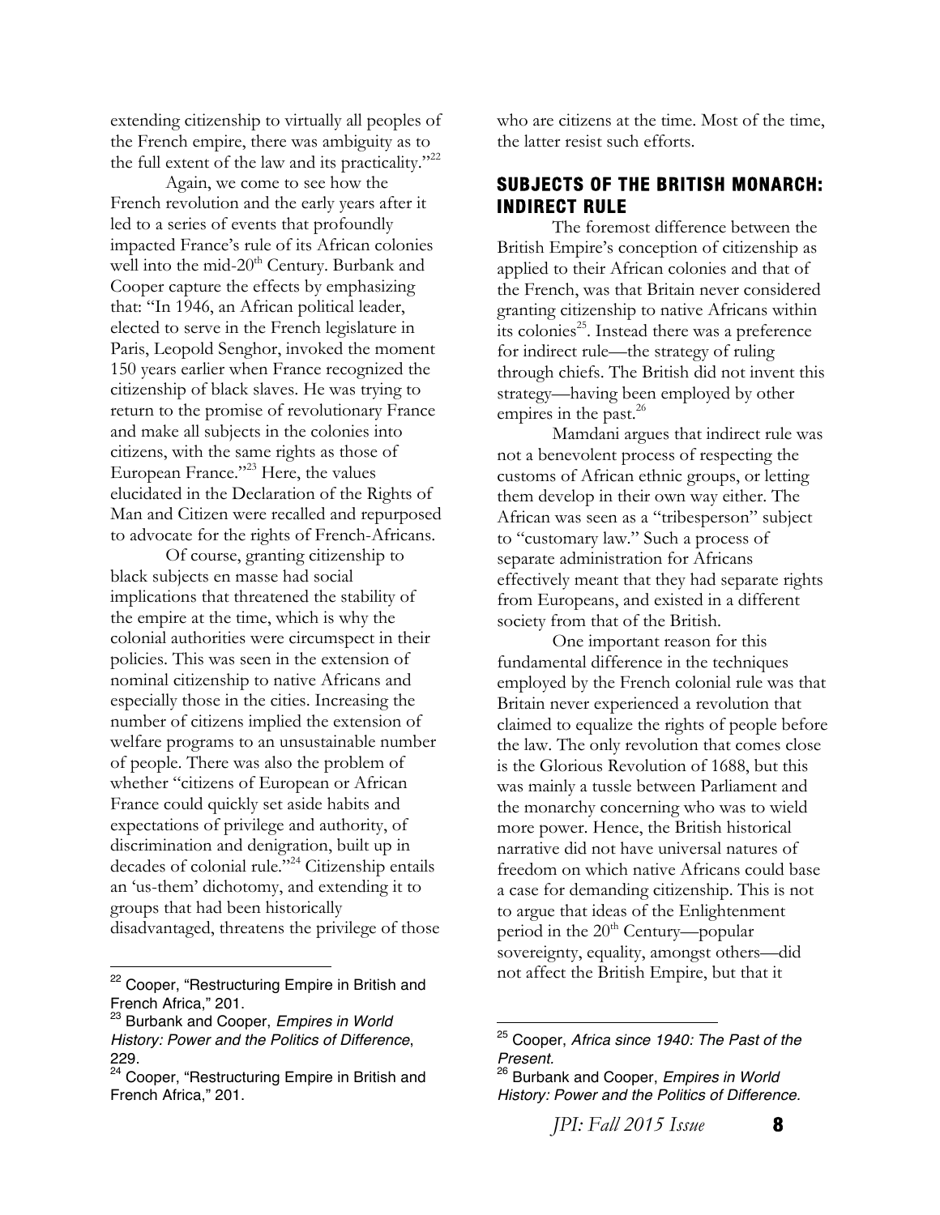extending citizenship to virtually all peoples of the French empire, there was ambiguity as to the full extent of the law and its practicality."[22]

Again, we come to see how the French revolution and the early years after it led to a series of events that profoundly impacted France's rule of its African colonies well into the mid-20th Century. Burbank and Cooper capture the effects by emphasizing that: "In 1946, an African political leader, elected to serve in the French legislature in Paris, Leopold Senghor, invoked the moment 150 years earlier when France recognized the citizenship of black slaves. He was trying to return to the promise of revolutionary France and make all subjects in the colonies into citizens, with the same rights as those of European France."[23] Here, the values elucidated in the Declaration of the Rights of Man and Citizen were recalled and repurposed to advocate for the rights of French-Africans.

Of course, granting citizenship to black subjects en masse had social implications that threatened the stability of the empire at the time, which is why the colonial authorities were circumspect in their policies. This was seen in the extension of nominal citizenship to native Africans and especially those in the cities. Increasing the number of citizens implied the extension of welfare programs to an unsustainable number of people. There was also the problem of whether "citizens of European or African France could quickly set aside habits and expectations of privilege and authority, of discrimination and denigration, built up in decades of colonial rule."[24] Citizenship entails an 'us-them' dichotomy, and extending it to groups that had been historically disadvantaged, threatens the privilege of those who are citizens at the time. Most of the time, the latter resist such efforts.

## SUBJECTS OF THE BRITISH MONARCH: INDIRECT RULE

The foremost difference between the British Empire's conception of citizenship as applied to their African colonies and that of the French, was that Britain never considered granting citizenship to native Africans within its colonies[25]. Instead there was a preference for indirect rule—the strategy of ruling through chiefs. The British did not invent this strategy—having been employed by other empires in the past.[26]

Mamdani argues that indirect rule was not a benevolent process of respecting the customs of African ethnic groups, or letting them develop in their own way either. The African was seen as a "tribesperson" subject to "customary law." Such a process of separate administration for Africans effectively meant that they had separate rights from Europeans, and existed in a different society from that of the British.

One important reason for this fundamental difference in the techniques employed by the French colonial rule was that Britain never experienced a revolution that claimed to equalize the rights of people before the law. The only revolution that comes close is the Glorious Revolution of 1688, but this was mainly a tussle between Parliament and the monarchy concerning who was to wield more power. Hence, the British historical narrative did not have universal natures of freedom on which native Africans could base a case for demanding citizenship. This is not to argue that ideas of the Enlightenment period in the 20th Century—popular sovereignty, equality, amongst others—did not affect the British Empire, but that it

---

[22] Cooper, "Restructuring Empire in British and French Africa," 201.

[23] Burbank and Cooper, *Empires in World History: Power and the Politics of Difference*, 229.

[24] Cooper, "Restructuring Empire in British and French Africa," 201.

[25] Cooper, *Africa since 1940: The Past of the Present.*

[26] Burbank and Cooper, *Empires in World History: Power and the Politics of Difference.*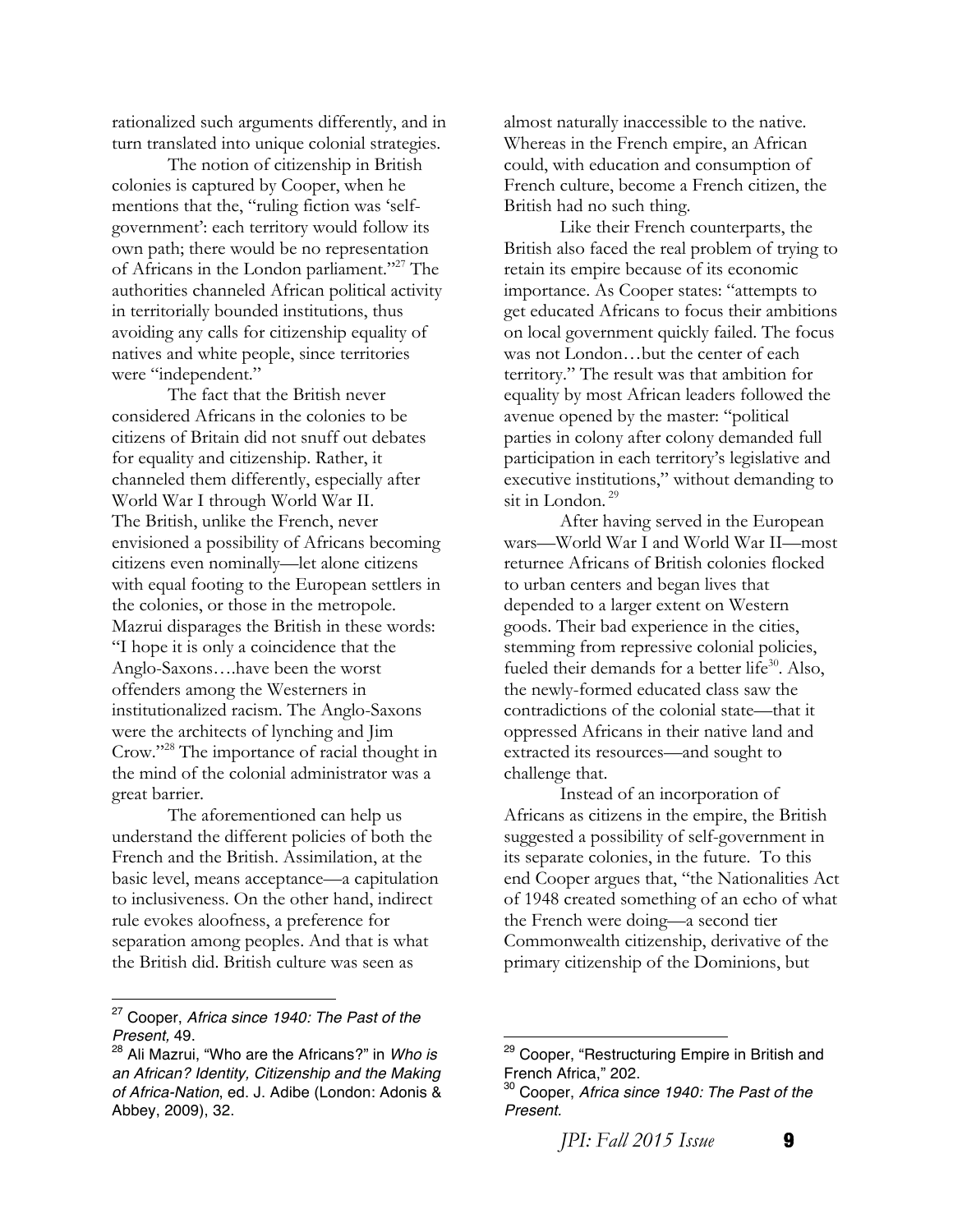rationalized such arguments differently, and in turn translated into unique colonial strategies.

The notion of citizenship in British colonies is captured by Cooper, when he mentions that the, "ruling fiction was 'self-government': each territory would follow its own path; there would be no representation of Africans in the London parliament."[27] The authorities channeled African political activity in territorially bounded institutions, thus avoiding any calls for citizenship equality of natives and white people, since territories were "independent."

The fact that the British never considered Africans in the colonies to be citizens of Britain did not snuff out debates for equality and citizenship. Rather, it channeled them differently, especially after World War I through World War II. The British, unlike the French, never envisioned a possibility of Africans becoming citizens even nominally—let alone citizens with equal footing to the European settlers in the colonies, or those in the metropole. Mazrui disparages the British in these words: "I hope it is only a coincidence that the Anglo-Saxons….have been the worst offenders among the Westerners in institutionalized racism. The Anglo-Saxons were the architects of lynching and Jim Crow."[28] The importance of racial thought in the mind of the colonial administrator was a great barrier.

The aforementioned can help us understand the different policies of both the French and the British. Assimilation, at the basic level, means acceptance—a capitulation to inclusiveness. On the other hand, indirect rule evokes aloofness, a preference for separation among peoples. And that is what the British did. British culture was seen as almost naturally inaccessible to the native. Whereas in the French empire, an African could, with education and consumption of French culture, become a French citizen, the British had no such thing.

Like their French counterparts, the British also faced the real problem of trying to retain its empire because of its economic importance. As Cooper states: "attempts to get educated Africans to focus their ambitions on local government quickly failed. The focus was not London…but the center of each territory." The result was that ambition for equality by most African leaders followed the avenue opened by the master: "political parties in colony after colony demanded full participation in each territory's legislative and executive institutions," without demanding to sit in London.[29]

After having served in the European wars—World War I and World War II—most returnee Africans of British colonies flocked to urban centers and began lives that depended to a larger extent on Western goods. Their bad experience in the cities, stemming from repressive colonial policies, fueled their demands for a better life[30]. Also, the newly-formed educated class saw the contradictions of the colonial state—that it oppressed Africans in their native land and extracted its resources—and sought to challenge that.

Instead of an incorporation of Africans as citizens in the empire, the British suggested a possibility of self-government in its separate colonies, in the future. To this end Cooper argues that, "the Nationalities Act of 1948 created something of an echo of what the French were doing—a second tier Commonwealth citizenship, derivative of the primary citizenship of the Dominions, but

---

[27] Cooper, *Africa since 1940: The Past of the Present,* 49.

[28] Ali Mazrui, "Who are the Africans?" in *Who is an African? Identity, Citizenship and the Making of Africa-Nation*, ed. J. Adibe (London: Adonis & Abbey, 2009), 32.

[29] Cooper, "Restructuring Empire in British and French Africa," 202.

[30] Cooper, *Africa since 1940: The Past of the Present.*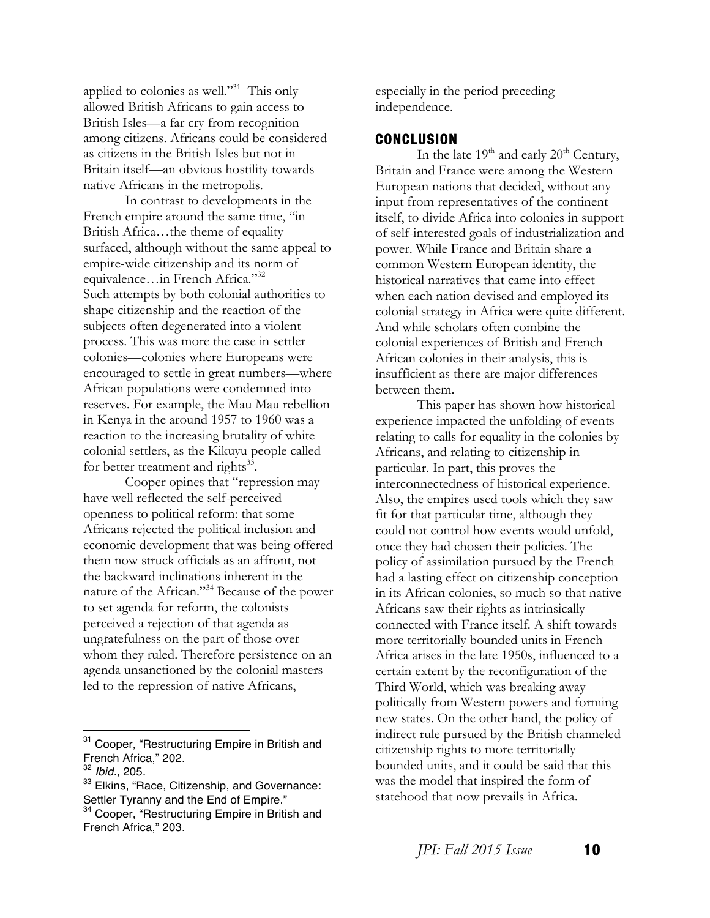applied to colonies as well."[31] This only allowed British Africans to gain access to British Isles—a far cry from recognition among citizens. Africans could be considered as citizens in the British Isles but not in Britain itself—an obvious hostility towards native Africans in the metropolis.

In contrast to developments in the French empire around the same time, "in British Africa…the theme of equality surfaced, although without the same appeal to empire-wide citizenship and its norm of equivalence…in French Africa."[32] Such attempts by both colonial authorities to shape citizenship and the reaction of the subjects often degenerated into a violent process. This was more the case in settler colonies—colonies where Europeans were encouraged to settle in great numbers—where African populations were condemned into reserves. For example, the Mau Mau rebellion in Kenya in the around 1957 to 1960 was a reaction to the increasing brutality of white colonial settlers, as the Kikuyu people called for better treatment and rights[33].

Cooper opines that "repression may have well reflected the self-perceived openness to political reform: that some Africans rejected the political inclusion and economic development that was being offered them now struck officials as an affront, not the backward inclinations inherent in the nature of the African."[34] Because of the power to set agenda for reform, the colonists perceived a rejection of that agenda as ungratefulness on the part of those over whom they ruled. Therefore persistence on an agenda unsanctioned by the colonial masters led to the repression of native Africans, especially in the period preceding independence.

## CONCLUSION

In the late 19th and early 20th Century, Britain and France were among the Western European nations that decided, without any input from representatives of the continent itself, to divide Africa into colonies in support of self-interested goals of industrialization and power. While France and Britain share a common Western European identity, the historical narratives that came into effect when each nation devised and employed its colonial strategy in Africa were quite different. And while scholars often combine the colonial experiences of British and French African colonies in their analysis, this is insufficient as there are major differences between them.

This paper has shown how historical experience impacted the unfolding of events relating to calls for equality in the colonies by Africans, and relating to citizenship in particular. In part, this proves the interconnectedness of historical experience. Also, the empires used tools which they saw fit for that particular time, although they could not control how events would unfold, once they had chosen their policies. The policy of assimilation pursued by the French had a lasting effect on citizenship conception in its African colonies, so much so that native Africans saw their rights as intrinsically connected with France itself. A shift towards more territorially bounded units in French Africa arises in the late 1950s, influenced to a certain extent by the reconfiguration of the Third World, which was breaking away politically from Western powers and forming new states. On the other hand, the policy of indirect rule pursued by the British channeled citizenship rights to more territorially bounded units, and it could be said that this was the model that inspired the form of statehood that now prevails in Africa.

---

[31] Cooper, "Restructuring Empire in British and French Africa," 202.

[32] *Ibid.,* 205.

[33] Elkins, "Race, Citizenship, and Governance: Settler Tyranny and the End of Empire."

[34] Cooper, "Restructuring Empire in British and French Africa," 203.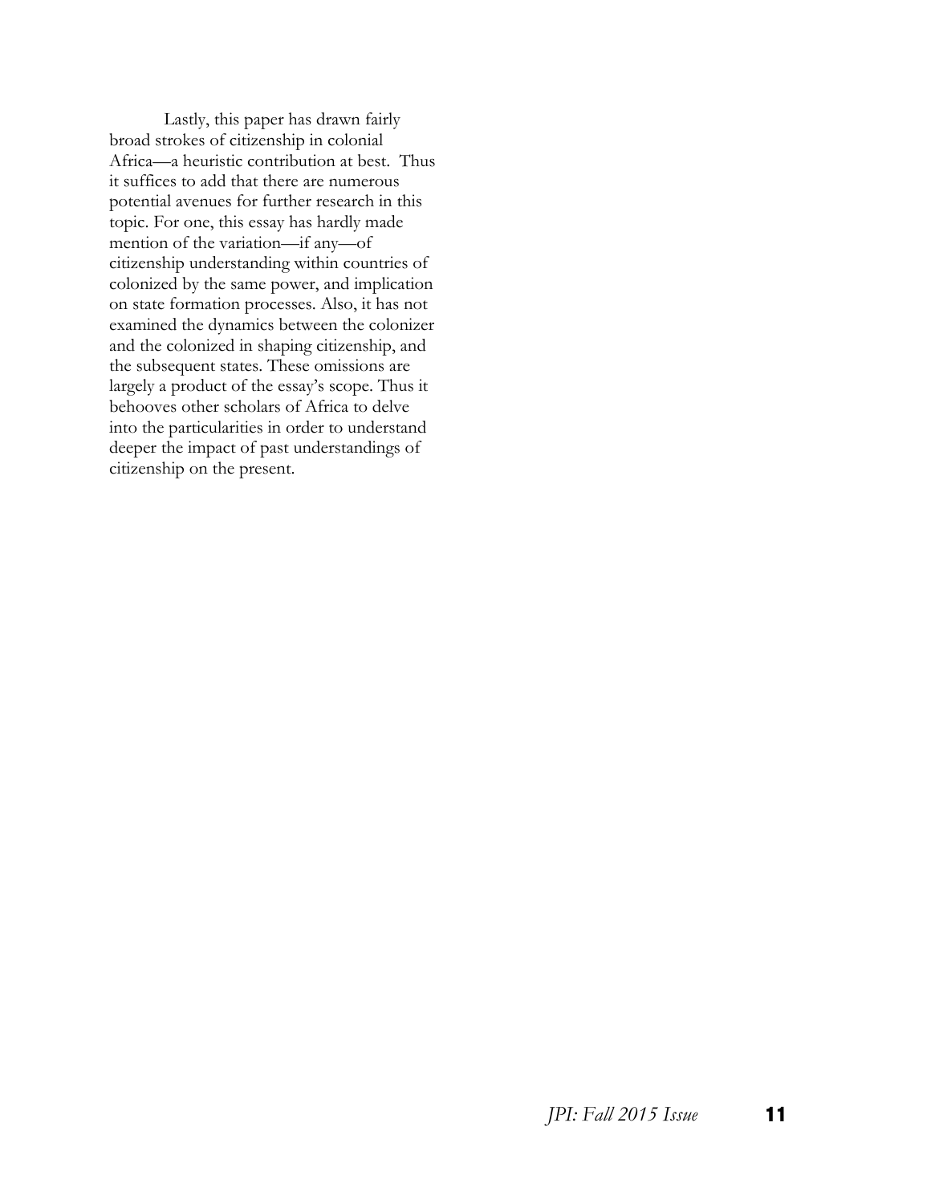Lastly, this paper has drawn fairly broad strokes of citizenship in colonial Africa—a heuristic contribution at best. Thus it suffices to add that there are numerous potential avenues for further research in this topic. For one, this essay has hardly made mention of the variation—if any—of citizenship understanding within countries of colonized by the same power, and implication on state formation processes. Also, it has not examined the dynamics between the colonizer and the colonized in shaping citizenship, and the subsequent states. These omissions are largely a product of the essay's scope. Thus it behooves other scholars of Africa to delve into the particularities in order to understand deeper the impact of past understandings of citizenship on the present.